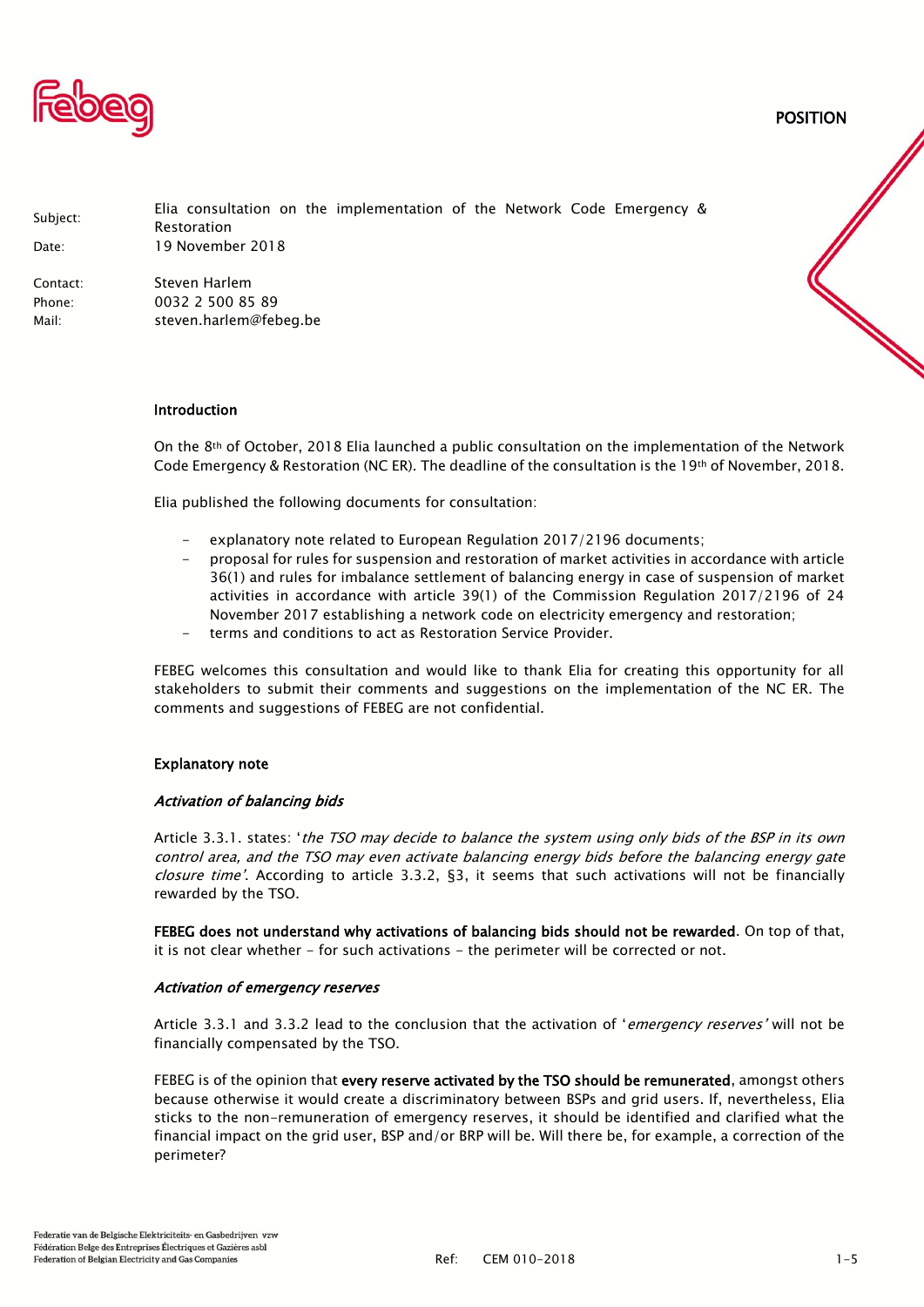POSITION

| | |
|---|---|
| Subject: | Elia consultation on the implementation of the Network Code Emergency & Restoration |
| Date: | 19 November 2018 |
| Contact: | Steven Harlem |
| Phone: | 0032 2 500 85 89 |
| Mail: | steven.harlem@febeg.be |

### Introduction

On the 8th of October, 2018 Elia launched a public consultation on the implementation of the Network Code Emergency & Restoration (NC ER). The deadline of the consultation is the 19th of November, 2018.

Elia published the following documents for consultation:

- explanatory note related to European Regulation 2017/2196 documents;
- proposal for rules for suspension and restoration of market activities in accordance with article 36(1) and rules for imbalance settlement of balancing energy in case of suspension of market activities in accordance with article 39(1) of the Commission Regulation 2017/2196 of 24 November 2017 establishing a network code on electricity emergency and restoration;
- terms and conditions to act as Restoration Service Provider.

FEBEG welcomes this consultation and would like to thank Elia for creating this opportunity for all stakeholders to submit their comments and suggestions on the implementation of the NC ER. The comments and suggestions of FEBEG are not confidential.

### Explanatory note

#### *Activation of balancing bids*

Article 3.3.1. states: '*the TSO may decide to balance the system using only bids of the BSP in its own control area, and the TSO may even activate balancing energy bids before the balancing energy gate closure time*'. According to article 3.3.2, §3, it seems that such activations will not be financially rewarded by the TSO.

**FEBEG does not understand why activations of balancing bids should not be rewarded**. On top of that, it is not clear whether - for such activations - the perimeter will be corrected or not.

#### *Activation of emergency reserves*

Article 3.3.1 and 3.3.2 lead to the conclusion that the activation of '*emergency reserves*' will not be financially compensated by the TSO.

FEBEG is of the opinion that **every reserve activated by the TSO should be remunerated**, amongst others because otherwise it would create a discriminatory between BSPs and grid users. If, nevertheless, Elia sticks to the non-remuneration of emergency reserves, it should be identified and clarified what the financial impact on the grid user, BSP and/or BRP will be. Will there be, for example, a correction of the perimeter?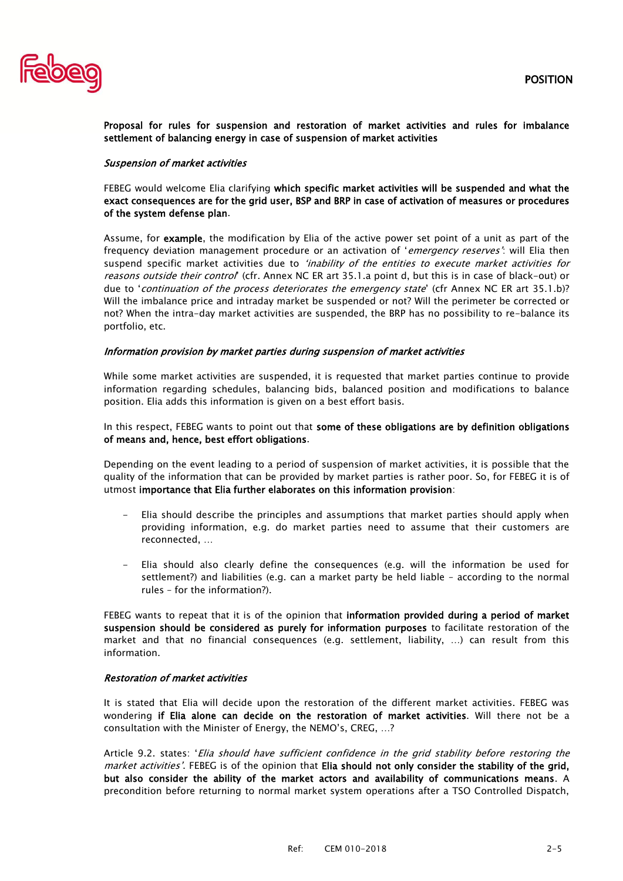**Proposal for rules for suspension and restoration of market activities and rules for imbalance settlement of balancing energy in case of suspension of market activities**

*Suspension of market activities*

FEBEG would welcome Elia clarifying **which specific market activities will be suspended and what the exact consequences are for the grid user, BSP and BRP in case of activation of measures or procedures of the system defense plan**.

Assume, for **example**, the modification by Elia of the active power set point of a unit as part of the frequency deviation management procedure or an activation of '*emergency reserves*': will Elia then suspend specific market activities due to *'inability of the entities to execute market activities for reasons outside their control*' (cfr. Annex NC ER art 35.1.a point d, but this is in case of black-out) or due to '*continuation of the process deteriorates the emergency state*' (cfr Annex NC ER art 35.1.b)? Will the imbalance price and intraday market be suspended or not? Will the perimeter be corrected or not? When the intra-day market activities are suspended, the BRP has no possibility to re-balance its portfolio, etc.

*Information provision by market parties during suspension of market activities*

While some market activities are suspended, it is requested that market parties continue to provide information regarding schedules, balancing bids, balanced position and modifications to balance position. Elia adds this information is given on a best effort basis.

In this respect, FEBEG wants to point out that **some of these obligations are by definition obligations of means and, hence, best effort obligations**.

Depending on the event leading to a period of suspension of market activities, it is possible that the quality of the information that can be provided by market parties is rather poor. So, for FEBEG it is of utmost **importance that Elia further elaborates on this information provision**:

- Elia should describe the principles and assumptions that market parties should apply when providing information, e.g. do market parties need to assume that their customers are reconnected, …
- Elia should also clearly define the consequences (e.g. will the information be used for settlement?) and liabilities (e.g. can a market party be held liable – according to the normal rules – for the information?).

FEBEG wants to repeat that it is of the opinion that **information provided during a period of market suspension should be considered as purely for information purposes** to facilitate restoration of the market and that no financial consequences (e.g. settlement, liability, …) can result from this information.

*Restoration of market activities*

It is stated that Elia will decide upon the restoration of the different market activities. FEBEG was wondering **if Elia alone can decide on the restoration of market activities**. Will there not be a consultation with the Minister of Energy, the NEMO's, CREG, …?

Article 9.2. states: '*Elia should have sufficient confidence in the grid stability before restoring the market activities'*. FEBEG is of the opinion that **Elia should not only consider the stability of the grid, but also consider the ability of the market actors and availability of communications means**. A precondition before returning to normal market system operations after a TSO Controlled Dispatch,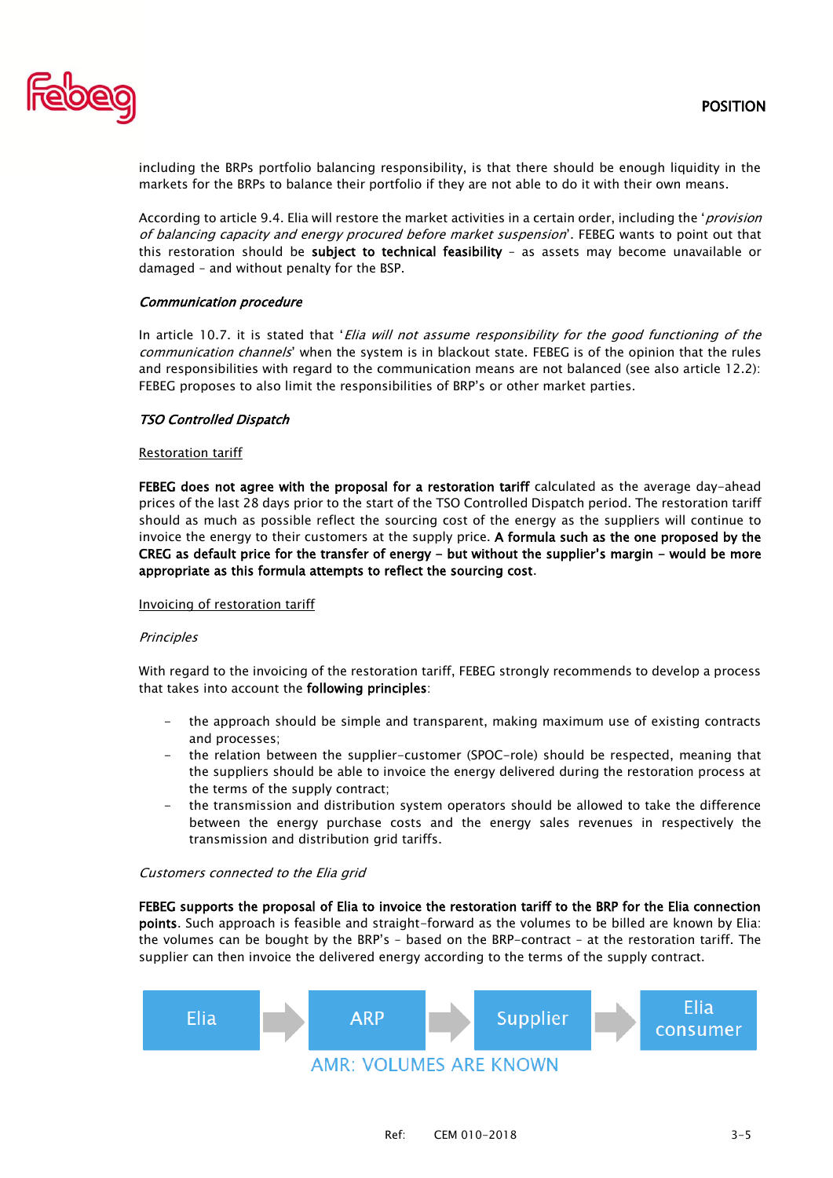including the BRPs portfolio balancing responsibility, is that there should be enough liquidity in the markets for the BRPs to balance their portfolio if they are not able to do it with their own means.

According to article 9.4. Elia will restore the market activities in a certain order, including the '*provision of balancing capacity and energy procured before market suspension*'. FEBEG wants to point out that this restoration should be **subject to technical feasibility** – as assets may become unavailable or damaged – and without penalty for the BSP.

***Communication procedure***

In article 10.7. it is stated that '*Elia will not assume responsibility for the good functioning of the communication channels*' when the system is in blackout state. FEBEG is of the opinion that the rules and responsibilities with regard to the communication means are not balanced (see also article 12.2): FEBEG proposes to also limit the responsibilities of BRP's or other market parties.

***TSO Controlled Dispatch***

<u>Restoration tariff</u>

**FEBEG does not agree with the proposal for a restoration tariff** calculated as the average day-ahead prices of the last 28 days prior to the start of the TSO Controlled Dispatch period. The restoration tariff should as much as possible reflect the sourcing cost of the energy as the suppliers will continue to invoice the energy to their customers at the supply price. **A formula such as the one proposed by the CREG as default price for the transfer of energy – but without the supplier's margin – would be more appropriate as this formula attempts to reflect the sourcing cost**.

<u>Invoicing of restoration tariff</u>

*Principles*

With regard to the invoicing of the restoration tariff, FEBEG strongly recommends to develop a process that takes into account the **following principles**:

- the approach should be simple and transparent, making maximum use of existing contracts and processes;
- the relation between the supplier-customer (SPOC-role) should be respected, meaning that the suppliers should be able to invoice the energy delivered during the restoration process at the terms of the supply contract;
- the transmission and distribution system operators should be allowed to take the difference between the energy purchase costs and the energy sales revenues in respectively the transmission and distribution grid tariffs.

*Customers connected to the Elia grid*

**FEBEG supports the proposal of Elia to invoice the restoration tariff to the BRP for the Elia connection points**. Such approach is feasible and straight-forward as the volumes to be billed are known by Elia: the volumes can be bought by the BRP's – based on the BRP-contract – at the restoration tariff. The supplier can then invoice the delivered energy according to the terms of the supply contract.

Elia → ARP → Supplier → Elia consumer

AMR: VOLUMES ARE KNOWN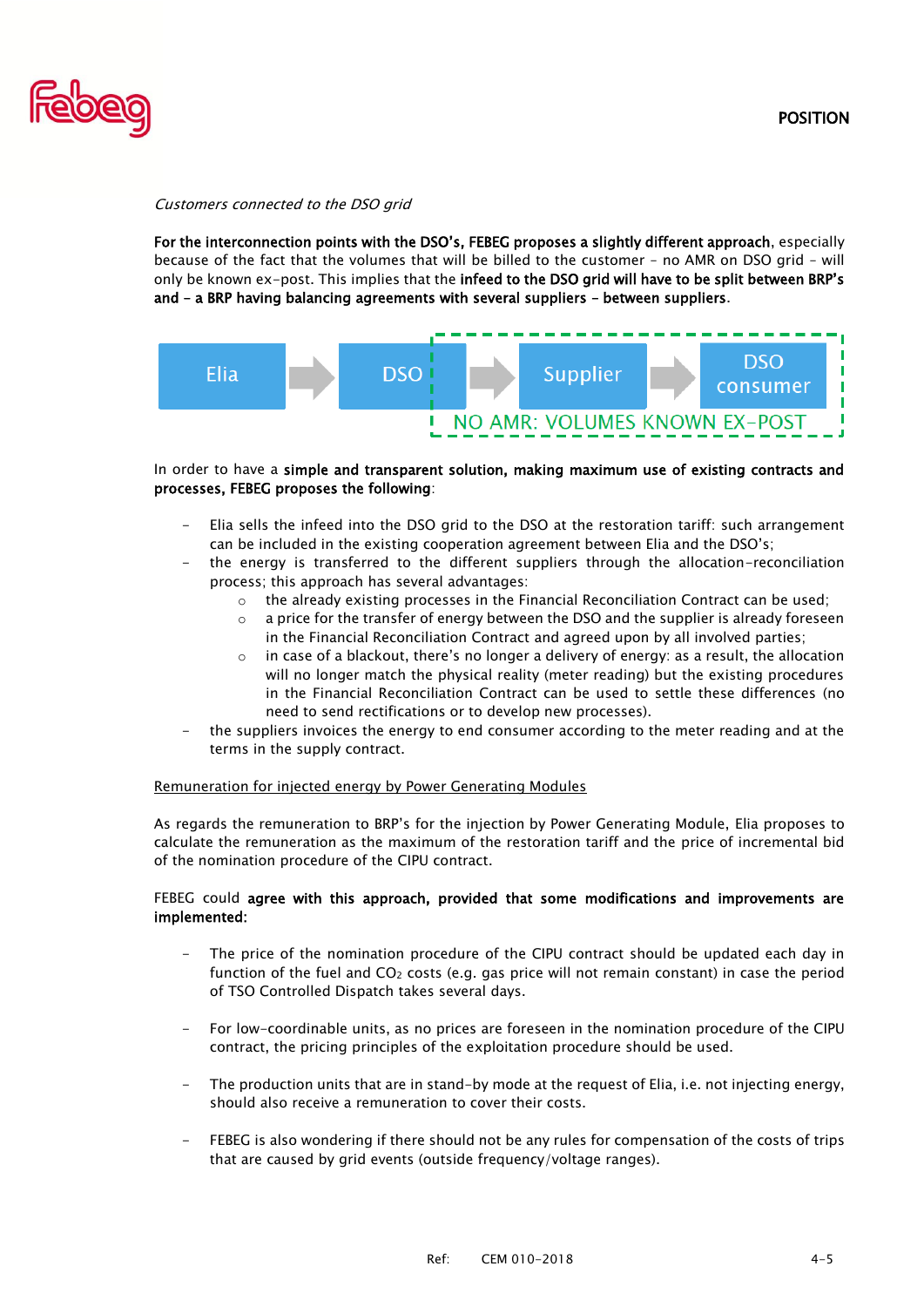*Customers connected to the DSO grid*

**For the interconnection points with the DSO's, FEBEG proposes a slightly different approach**, especially because of the fact that the volumes that will be billed to the customer – no AMR on DSO grid – will only be known ex-post. This implies that the **infeed to the DSO grid will have to be split between BRP's and – a BRP having balancing agreements with several suppliers – between suppliers**.

Elia → DSO → Supplier → DSO consumer

NO AMR: VOLUMES KNOWN EX-POST

In order to have a **simple and transparent solution, making maximum use of existing contracts and processes, FEBEG proposes the following**:

- Elia sells the infeed into the DSO grid to the DSO at the restoration tariff: such arrangement can be included in the existing cooperation agreement between Elia and the DSO's;
- the energy is transferred to the different suppliers through the allocation-reconciliation process; this approach has several advantages:
  - the already existing processes in the Financial Reconciliation Contract can be used;
  - a price for the transfer of energy between the DSO and the supplier is already foreseen in the Financial Reconciliation Contract and agreed upon by all involved parties;
  - in case of a blackout, there's no longer a delivery of energy: as a result, the allocation will no longer match the physical reality (meter reading) but the existing procedures in the Financial Reconciliation Contract can be used to settle these differences (no need to send rectifications or to develop new processes).
- the suppliers invoices the energy to end consumer according to the meter reading and at the terms in the supply contract.

<u>Remuneration for injected energy by Power Generating Modules</u>

As regards the remuneration to BRP's for the injection by Power Generating Module, Elia proposes to calculate the remuneration as the maximum of the restoration tariff and the price of incremental bid of the nomination procedure of the CIPU contract.

FEBEG could **agree with this approach, provided that some modifications and improvements are implemented:**

- The price of the nomination procedure of the CIPU contract should be updated each day in function of the fuel and $CO_2$ costs (e.g. gas price will not remain constant) in case the period of TSO Controlled Dispatch takes several days.

- For low-coordinable units, as no prices are foreseen in the nomination procedure of the CIPU contract, the pricing principles of the exploitation procedure should be used.

- The production units that are in stand-by mode at the request of Elia, i.e. not injecting energy, should also receive a remuneration to cover their costs.

- FEBEG is also wondering if there should not be any rules for compensation of the costs of trips that are caused by grid events (outside frequency/voltage ranges).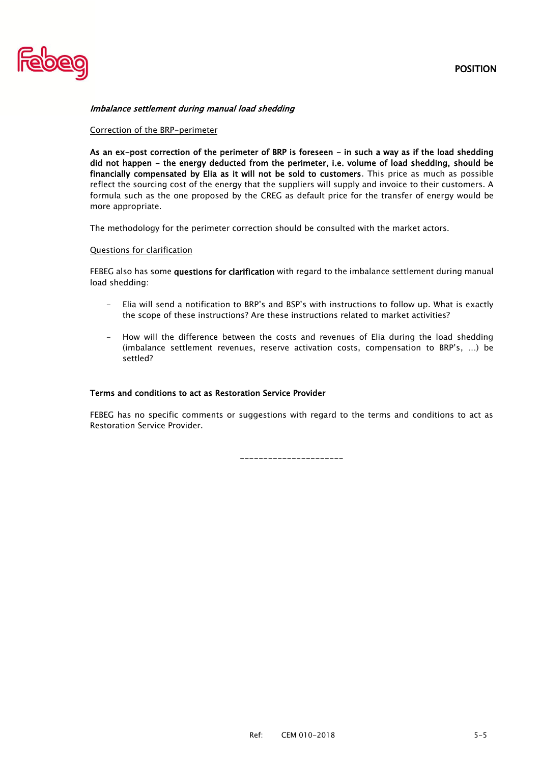*Imbalance settlement during manual load shedding*

Correction of the BRP-perimeter

**As an ex-post correction of the perimeter of BRP is foreseen – in such a way as if the load shedding did not happen – the energy deducted from the perimeter, i.e. volume of load shedding, should be financially compensated by Elia as it will not be sold to customers**. This price as much as possible reflect the sourcing cost of the energy that the suppliers will supply and invoice to their customers. A formula such as the one proposed by the CREG as default price for the transfer of energy would be more appropriate.

The methodology for the perimeter correction should be consulted with the market actors.

Questions for clarification

FEBEG also has some **questions for clarification** with regard to the imbalance settlement during manual load shedding:

- Elia will send a notification to BRP's and BSP's with instructions to follow up. What is exactly the scope of these instructions? Are these instructions related to market activities?

- How will the difference between the costs and revenues of Elia during the load shedding (imbalance settlement revenues, reserve activation costs, compensation to BRP's, ...) be settled?

**Terms and conditions to act as Restoration Service Provider**

FEBEG has no specific comments or suggestions with regard to the terms and conditions to act as Restoration Service Provider.

---------------------